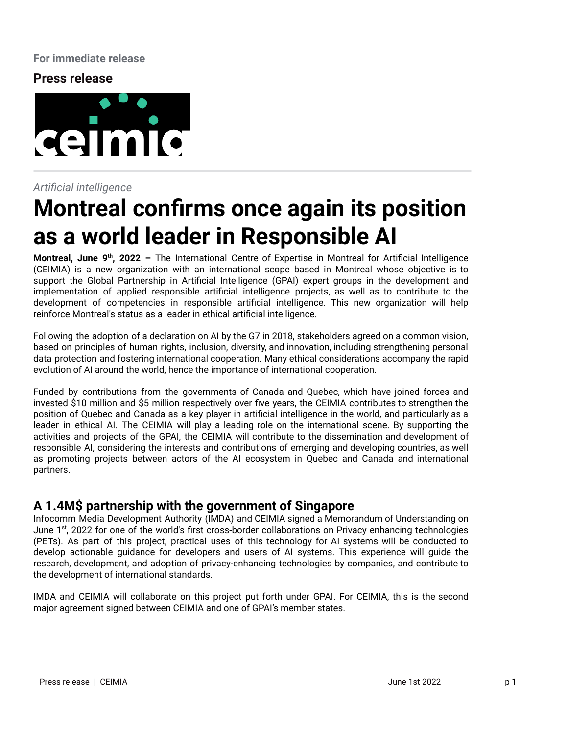For immediate release

**Press release**

*Artificial intelligence*

# Montreal confirms once again its position as a world leader in Responsible AI

**Montreal, June 9th, 2022 –** The International Centre of Expertise in Montreal for Artificial Intelligence (CEIMIA) is a new organization with an international scope based in Montreal whose objective is to support the Global Partnership in Artificial Intelligence (GPAI) expert groups in the development and implementation of applied responsible artificial intelligence projects, as well as to contribute to the development of competencies in responsible artificial intelligence. This new organization will help reinforce Montreal's status as a leader in ethical artificial intelligence.

Following the adoption of a declaration on AI by the G7 in 2018, stakeholders agreed on a common vision, based on principles of human rights, inclusion, diversity, and innovation, including strengthening personal data protection and fostering international cooperation. Many ethical considerations accompany the rapid evolution of AI around the world, hence the importance of international cooperation.

Funded by contributions from the governments of Canada and Quebec, which have joined forces and invested $10 million and $5 million respectively over five years, the CEIMIA contributes to strengthen the position of Quebec and Canada as a key player in artificial intelligence in the world, and particularly as a leader in ethical AI. The CEIMIA will play a leading role on the international scene. By supporting the activities and projects of the GPAI, the CEIMIA will contribute to the dissemination and development of responsible AI, considering the interests and contributions of emerging and developing countries, as well as promoting projects between actors of the AI ecosystem in Quebec and Canada and international partners.

## A 1.4M$ partnership with the government of Singapore

Infocomm Media Development Authority (IMDA) and CEIMIA signed a Memorandum of Understanding on June 1st, 2022 for one of the world's first cross-border collaborations on Privacy enhancing technologies (PETs). As part of this project, practical uses of this technology for AI systems will be conducted to develop actionable guidance for developers and users of AI systems. This experience will guide the research, development, and adoption of privacy-enhancing technologies by companies, and contribute to the development of international standards.

IMDA and CEIMIA will collaborate on this project put forth under GPAI. For CEIMIA, this is the second major agreement signed between CEIMIA and one of GPAI's member states.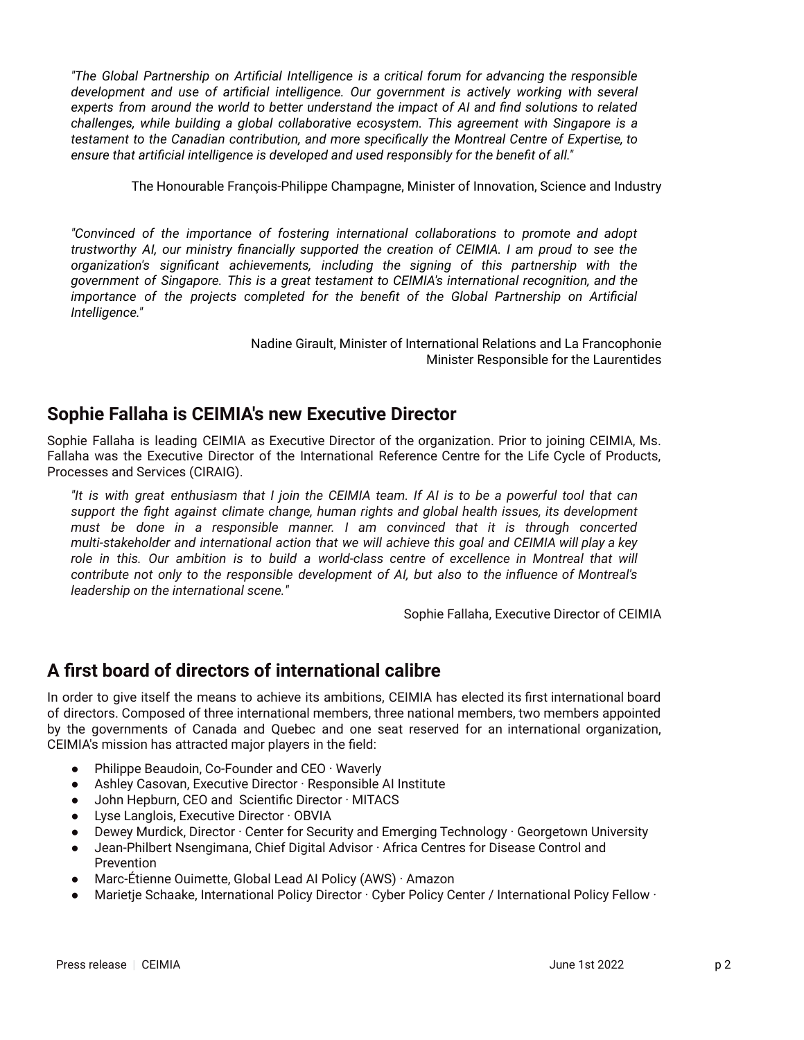*"The Global Partnership on Artificial Intelligence is a critical forum for advancing the responsible development and use of artificial intelligence. Our government is actively working with several experts from around the world to better understand the impact of AI and find solutions to related challenges, while building a global collaborative ecosystem. This agreement with Singapore is a testament to the Canadian contribution, and more specifically the Montreal Centre of Expertise, to ensure that artificial intelligence is developed and used responsibly for the benefit of all."*

The Honourable François-Philippe Champagne, Minister of Innovation, Science and Industry

*"Convinced of the importance of fostering international collaborations to promote and adopt trustworthy AI, our ministry financially supported the creation of CEIMIA. I am proud to see the organization's significant achievements, including the signing of this partnership with the government of Singapore. This is a great testament to CEIMIA's international recognition, and the importance of the projects completed for the benefit of the Global Partnership on Artificial Intelligence."*

Nadine Girault, Minister of International Relations and La Francophonie
Minister Responsible for the Laurentides

## Sophie Fallaha is CEIMIA's new Executive Director

Sophie Fallaha is leading CEIMIA as Executive Director of the organization. Prior to joining CEIMIA, Ms. Fallaha was the Executive Director of the International Reference Centre for the Life Cycle of Products, Processes and Services (CIRAIG).

*"It is with great enthusiasm that I join the CEIMIA team. If AI is to be a powerful tool that can support the fight against climate change, human rights and global health issues, its development must be done in a responsible manner. I am convinced that it is through concerted multi-stakeholder and international action that we will achieve this goal and CEIMIA will play a key role in this. Our ambition is to build a world-class centre of excellence in Montreal that will contribute not only to the responsible development of AI, but also to the influence of Montreal's leadership on the international scene."*

Sophie Fallaha, Executive Director of CEIMIA

## A first board of directors of international calibre

In order to give itself the means to achieve its ambitions, CEIMIA has elected its first international board of directors. Composed of three international members, three national members, two members appointed by the governments of Canada and Quebec and one seat reserved for an international organization, CEIMIA's mission has attracted major players in the field:

- Philippe Beaudoin, Co-Founder and CEO · Waverly
- Ashley Casovan, Executive Director · Responsible AI Institute
- John Hepburn, CEO and Scientific Director · MITACS
- Lyse Langlois, Executive Director · OBVIA
- Dewey Murdick, Director · Center for Security and Emerging Technology · Georgetown University
- Jean-Philbert Nsengimana, Chief Digital Advisor · Africa Centres for Disease Control and Prevention
- Marc-Étienne Ouimette, Global Lead AI Policy (AWS) · Amazon
- Marietje Schaake, International Policy Director · Cyber Policy Center / International Policy Fellow ·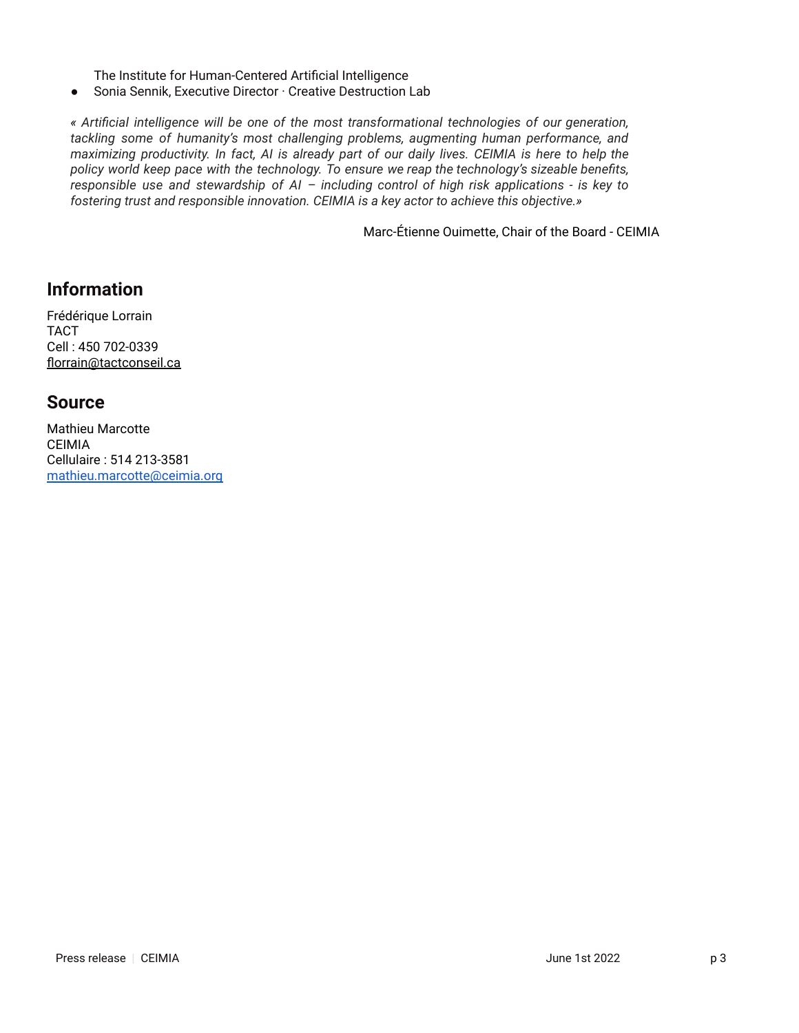The Institute for Human-Centered Artificial Intelligence
- Sonia Sennik, Executive Director · Creative Destruction Lab

*« Artificial intelligence will be one of the most transformational technologies of our generation, tackling some of humanity's most challenging problems, augmenting human performance, and maximizing productivity. In fact, AI is already part of our daily lives. CEIMIA is here to help the policy world keep pace with the technology. To ensure we reap the technology's sizeable benefits, responsible use and stewardship of AI – including control of high risk applications - is key to fostering trust and responsible innovation. CEIMIA is a key actor to achieve this objective.»*

Marc-Étienne Ouimette, Chair of the Board - CEIMIA

## Information

Frédérique Lorrain
TACT
Cell : 450 702-0339
florrain@tactconseil.ca

## Source

Mathieu Marcotte
CEIMIA
Cellulaire : 514 213-3581
mathieu.marcotte@ceimia.org